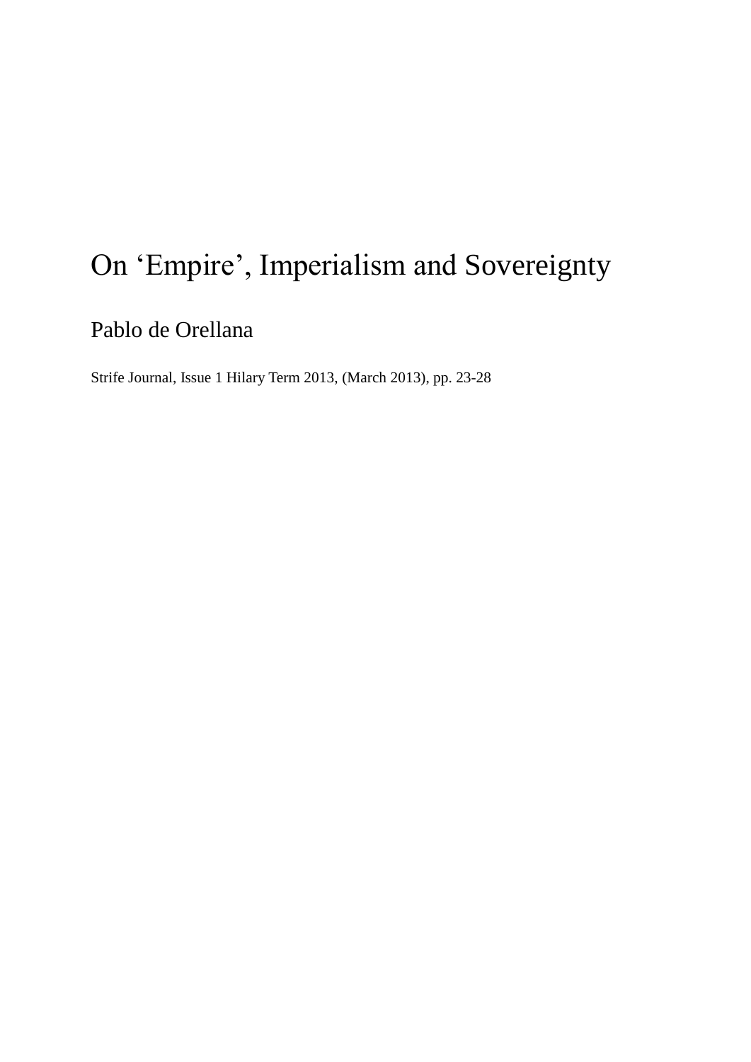# On ‘Empire’, Imperialism and Sovereignty

Pablo de Orellana

Strife Journal, Issue 1 Hilary Term 2013, (March 2013), pp. 23-28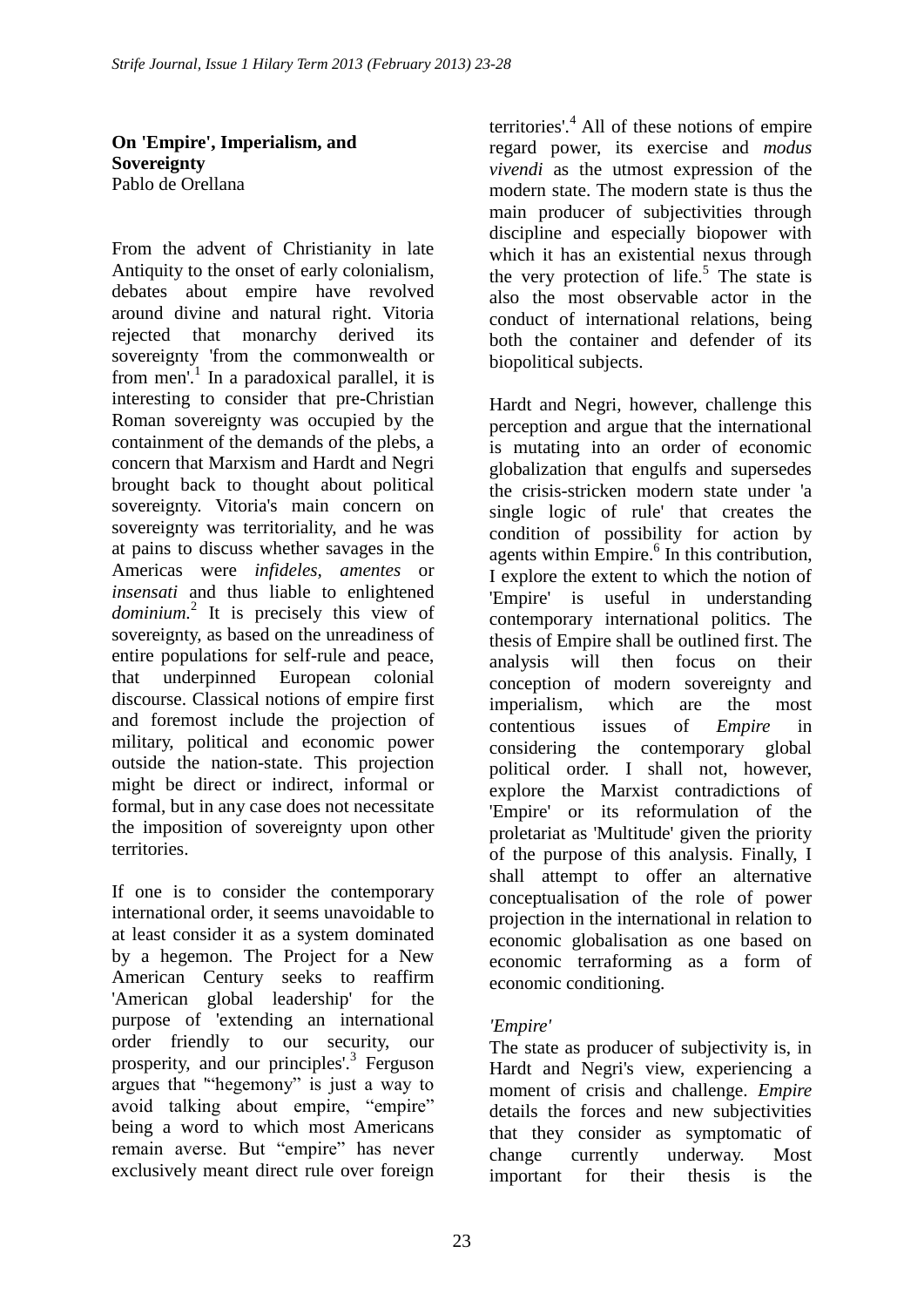**On 'Empire', Imperialism, and Sovereignty**
Pablo de Orellana

From the advent of Christianity in late Antiquity to the onset of early colonialism, debates about empire have revolved around divine and natural right. Vitoria rejected that monarchy derived its sovereignty 'from the commonwealth or from men'.[1] In a paradoxical parallel, it is interesting to consider that pre-Christian Roman sovereignty was occupied by the containment of the demands of the plebs, a concern that Marxism and Hardt and Negri brought back to thought about political sovereignty. Vitoria's main concern on sovereignty was territoriality, and he was at pains to discuss whether savages in the Americas were *infideles*, *amentes* or *insensati* and thus liable to enlightened *dominium.*[2] It is precisely this view of sovereignty, as based on the unreadiness of entire populations for self-rule and peace, that underpinned European colonial discourse. Classical notions of empire first and foremost include the projection of military, political and economic power outside the nation-state. This projection might be direct or indirect, informal or formal, but in any case does not necessitate the imposition of sovereignty upon other territories.

If one is to consider the contemporary international order, it seems unavoidable to at least consider it as a system dominated by a hegemon. The Project for a New American Century seeks to reaffirm 'American global leadership' for the purpose of 'extending an international order friendly to our security, our prosperity, and our principles'.[3] Ferguson argues that '"hegemony" is just a way to avoid talking about empire, "empire" being a word to which most Americans remain averse. But "empire" has never exclusively meant direct rule over foreign territories'.[4] All of these notions of empire regard power, its exercise and *modus vivendi* as the utmost expression of the modern state. The modern state is thus the main producer of subjectivities through discipline and especially biopower with which it has an existential nexus through the very protection of life.[5] The state is also the most observable actor in the conduct of international relations, being both the container and defender of its biopolitical subjects.

Hardt and Negri, however, challenge this perception and argue that the international is mutating into an order of economic globalization that engulfs and supersedes the crisis-stricken modern state under 'a single logic of rule' that creates the condition of possibility for action by agents within Empire.[6] In this contribution, I explore the extent to which the notion of 'Empire' is useful in understanding contemporary international politics. The thesis of Empire shall be outlined first. The analysis will then focus on their conception of modern sovereignty and imperialism, which are the most contentious issues of *Empire* in considering the contemporary global political order. I shall not, however, explore the Marxist contradictions of 'Empire' or its reformulation of the proletariat as 'Multitude' given the priority of the purpose of this analysis. Finally, I shall attempt to offer an alternative conceptualisation of the role of power projection in the international in relation to economic globalisation as one based on economic terraforming as a form of economic conditioning.

*'Empire'*

The state as producer of subjectivity is, in Hardt and Negri's view, experiencing a moment of crisis and challenge. *Empire* details the forces and new subjectivities that they consider as symptomatic of change currently underway. Most important for their thesis is the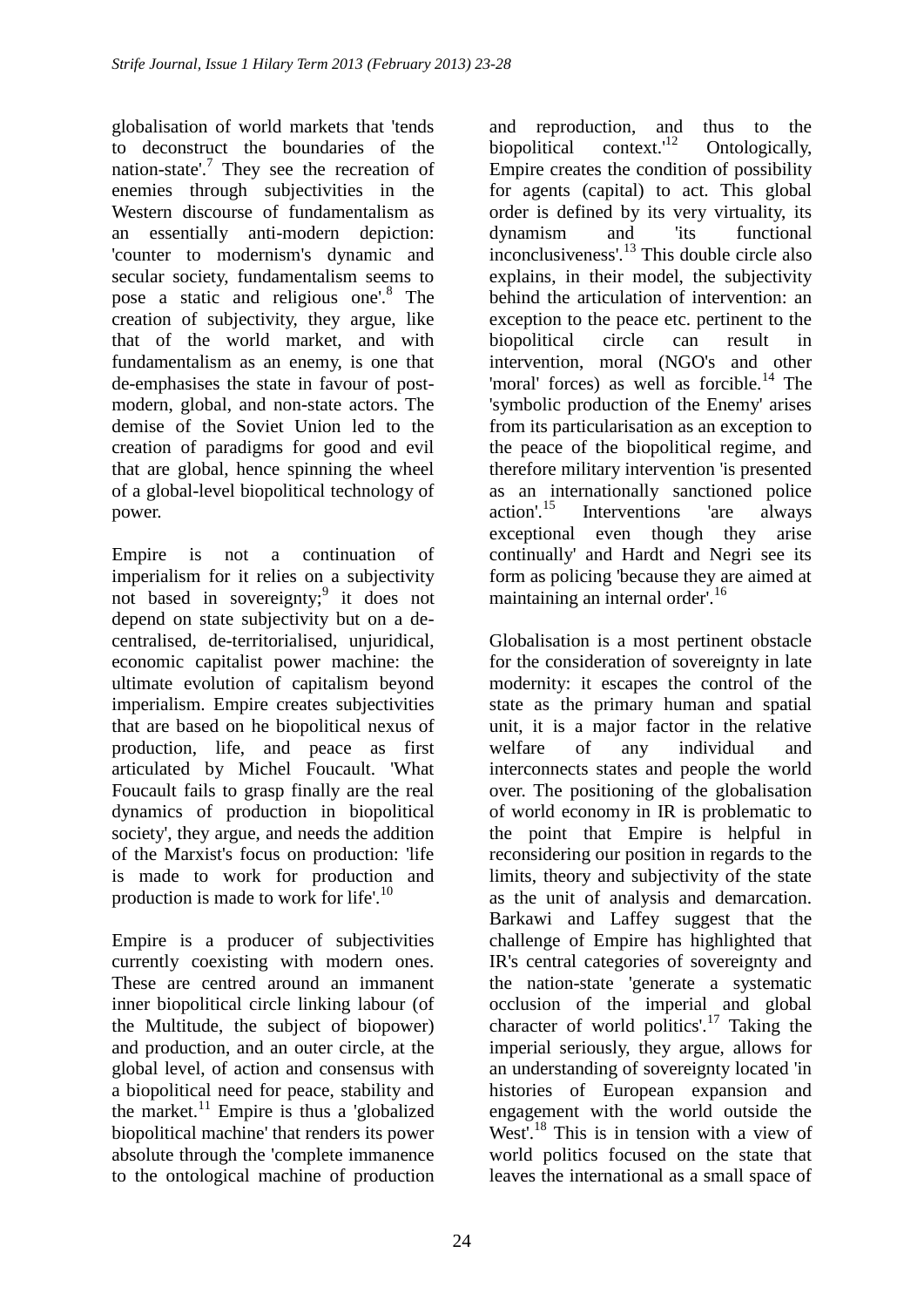globalisation of world markets that 'tends to deconstruct the boundaries of the nation-state'.[7] They see the recreation of enemies through subjectivities in the Western discourse of fundamentalism as an essentially anti-modern depiction: 'counter to modernism's dynamic and secular society, fundamentalism seems to pose a static and religious one'.[8] The creation of subjectivity, they argue, like that of the world market, and with fundamentalism as an enemy, is one that de-emphasises the state in favour of post-modern, global, and non-state actors. The demise of the Soviet Union led to the creation of paradigms for good and evil that are global, hence spinning the wheel of a global-level biopolitical technology of power.

Empire is not a continuation of imperialism for it relies on a subjectivity not based in sovereignty;[9] it does not depend on state subjectivity but on a de-centralised, de-territorialised, unjuridical, economic capitalist power machine: the ultimate evolution of capitalism beyond imperialism. Empire creates subjectivities that are based on he biopolitical nexus of production, life, and peace as first articulated by Michel Foucault. 'What Foucault fails to grasp finally are the real dynamics of production in biopolitical society', they argue, and needs the addition of the Marxist's focus on production: 'life is made to work for production and production is made to work for life'.[10]

Empire is a producer of subjectivities currently coexisting with modern ones. These are centred around an immanent inner biopolitical circle linking labour (of the Multitude, the subject of biopower) and production, and an outer circle, at the global level, of action and consensus with a biopolitical need for peace, stability and the market.[11] Empire is thus a 'globalized biopolitical machine' that renders its power absolute through the 'complete immanence to the ontological machine of production and reproduction, and thus to the biopolitical context.'[12] Ontologically, Empire creates the condition of possibility for agents (capital) to act. This global order is defined by its very virtuality, its dynamism and 'its functional inconclusiveness'.[13] This double circle also explains, in their model, the subjectivity behind the articulation of intervention: an exception to the peace etc. pertinent to the biopolitical circle can result in intervention, moral (NGO's and other 'moral' forces) as well as forcible.[14] The 'symbolic production of the Enemy' arises from its particularisation as an exception to the peace of the biopolitical regime, and therefore military intervention 'is presented as an internationally sanctioned police action'.[15] Interventions 'are always exceptional even though they arise continually' and Hardt and Negri see its form as policing 'because they are aimed at maintaining an internal order'.[16]

Globalisation is a most pertinent obstacle for the consideration of sovereignty in late modernity: it escapes the control of the state as the primary human and spatial unit, it is a major factor in the relative welfare of any individual and interconnects states and people the world over. The positioning of the globalisation of world economy in IR is problematic to the point that Empire is helpful in reconsidering our position in regards to the limits, theory and subjectivity of the state as the unit of analysis and demarcation. Barkawi and Laffey suggest that the challenge of Empire has highlighted that IR's central categories of sovereignty and the nation-state 'generate a systematic occlusion of the imperial and global character of world politics'.[17] Taking the imperial seriously, they argue, allows for an understanding of sovereignty located 'in histories of European expansion and engagement with the world outside the West'.[18] This is in tension with a view of world politics focused on the state that leaves the international as a small space of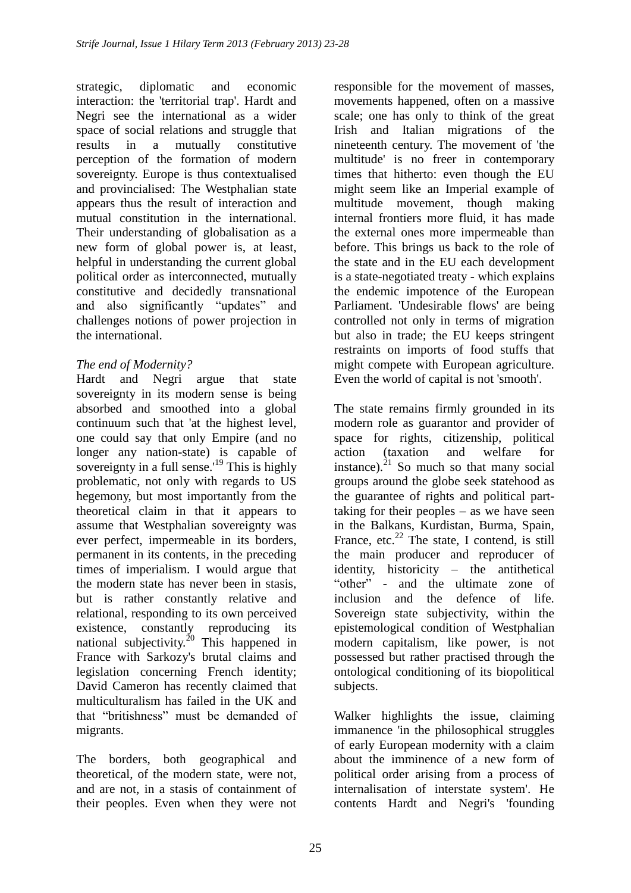strategic, diplomatic and economic interaction: the 'territorial trap'. Hardt and Negri see the international as a wider space of social relations and struggle that results in a mutually constitutive perception of the formation of modern sovereignty. Europe is thus contextualised and provincialised: The Westphalian state appears thus the result of interaction and mutual constitution in the international. Their understanding of globalisation as a new form of global power is, at least, helpful in understanding the current global political order as interconnected, mutually constitutive and decidedly transnational and also significantly "updates" and challenges notions of power projection in the international.

*The end of Modernity?*

Hardt and Negri argue that state sovereignty in its modern sense is being absorbed and smoothed into a global continuum such that 'at the highest level, one could say that only Empire (and no longer any nation-state) is capable of sovereignty in a full sense.'[19] This is highly problematic, not only with regards to US hegemony, but most importantly from the theoretical claim in that it appears to assume that Westphalian sovereignty was ever perfect, impermeable in its borders, permanent in its contents, in the preceding times of imperialism. I would argue that the modern state has never been in stasis, but is rather constantly relative and relational, responding to its own perceived existence, constantly reproducing its national subjectivity.[20] This happened in France with Sarkozy's brutal claims and legislation concerning French identity; David Cameron has recently claimed that multiculturalism has failed in the UK and that "britishness" must be demanded of migrants.

The borders, both geographical and theoretical, of the modern state, were not, and are not, in a stasis of containment of their peoples. Even when they were not responsible for the movement of masses, movements happened, often on a massive scale; one has only to think of the great Irish and Italian migrations of the nineteenth century. The movement of 'the multitude' is no freer in contemporary times that hitherto: even though the EU might seem like an Imperial example of multitude movement, though making internal frontiers more fluid, it has made the external ones more impermeable than before. This brings us back to the role of the state and in the EU each development is a state-negotiated treaty - which explains the endemic impotence of the European Parliament. 'Undesirable flows' are being controlled not only in terms of migration but also in trade; the EU keeps stringent restraints on imports of food stuffs that might compete with European agriculture. Even the world of capital is not 'smooth'.

The state remains firmly grounded in its modern role as guarantor and provider of space for rights, citizenship, political action (taxation and welfare for instance).[21] So much so that many social groups around the globe seek statehood as the guarantee of rights and political part-taking for their peoples – as we have seen in the Balkans, Kurdistan, Burma, Spain, France, etc.[22] The state, I contend, is still the main producer and reproducer of identity, historicity – the antithetical "other" - and the ultimate zone of inclusion and the defence of life. Sovereign state subjectivity, within the epistemological condition of Westphalian modern capitalism, like power, is not possessed but rather practised through the ontological conditioning of its biopolitical subjects.

Walker highlights the issue, claiming immanence 'in the philosophical struggles of early European modernity with a claim about the imminence of a new form of political order arising from a process of internalisation of interstate system'. He contents Hardt and Negri's 'founding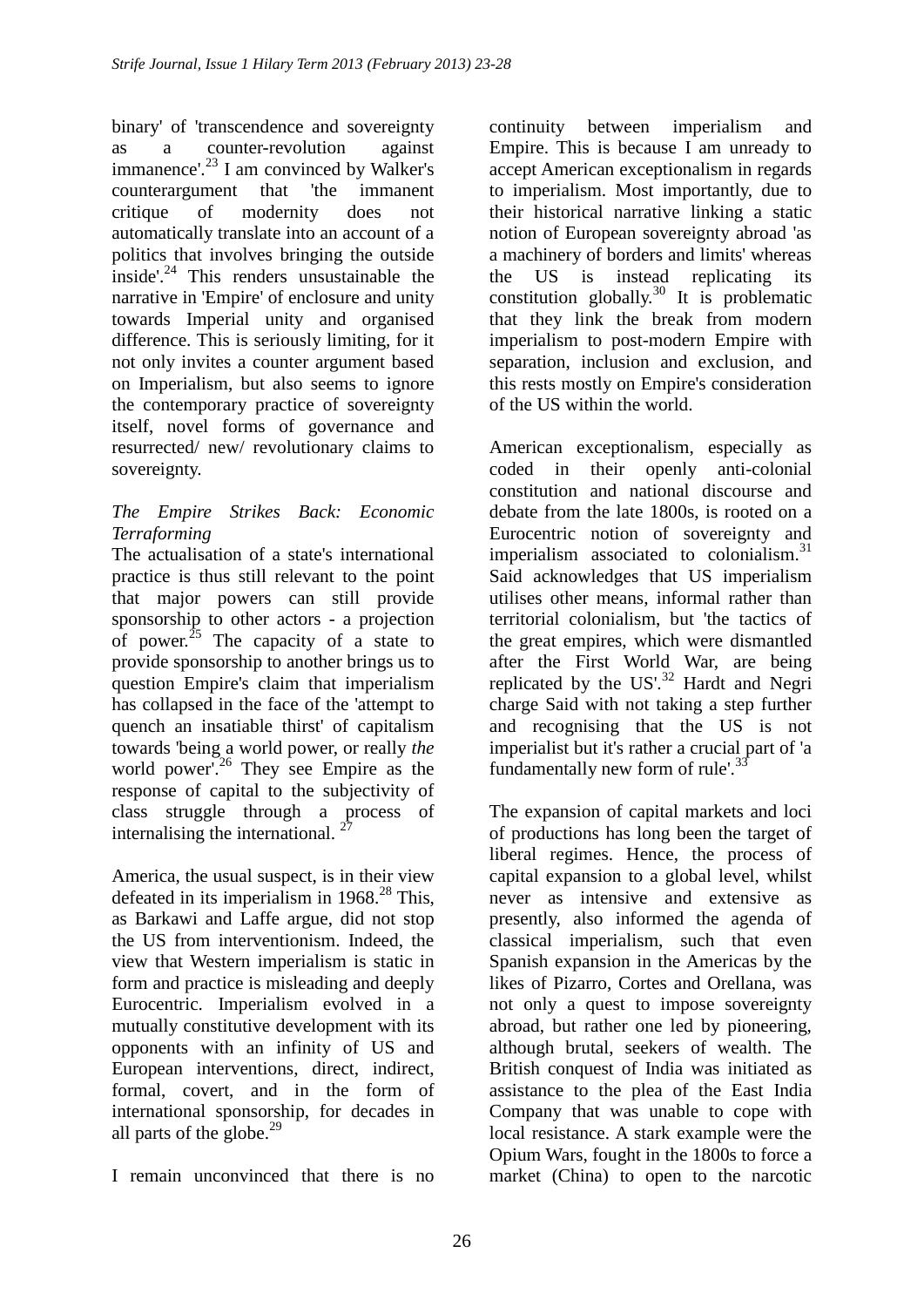binary' of 'transcendence and sovereignty as a counter-revolution against immanence'.[23] I am convinced by Walker's counterargument that 'the immanent critique of modernity does not automatically translate into an account of a politics that involves bringing the outside inside'.[24] This renders unsustainable the narrative in 'Empire' of enclosure and unity towards Imperial unity and organised difference. This is seriously limiting, for it not only invites a counter argument based on Imperialism, but also seems to ignore the contemporary practice of sovereignty itself, novel forms of governance and resurrected/ new/ revolutionary claims to sovereignty.

*The Empire Strikes Back: Economic Terraforming*

The actualisation of a state's international practice is thus still relevant to the point that major powers can still provide sponsorship to other actors - a projection of power.[25] The capacity of a state to provide sponsorship to another brings us to question Empire's claim that imperialism has collapsed in the face of the 'attempt to quench an insatiable thirst' of capitalism towards 'being a world power, or really *the* world power'.[26] They see Empire as the response of capital to the subjectivity of class struggle through a process of internalising the international. [27]

America, the usual suspect, is in their view defeated in its imperialism in 1968.[28] This, as Barkawi and Laffe argue, did not stop the US from interventionism. Indeed, the view that Western imperialism is static in form and practice is misleading and deeply Eurocentric. Imperialism evolved in a mutually constitutive development with its opponents with an infinity of US and European interventions, direct, indirect, formal, covert, and in the form of international sponsorship, for decades in all parts of the globe.[29]

I remain unconvinced that there is no continuity between imperialism and Empire. This is because I am unready to accept American exceptionalism in regards to imperialism. Most importantly, due to their historical narrative linking a static notion of European sovereignty abroad 'as a machinery of borders and limits' whereas the US is instead replicating its constitution globally.[30] It is problematic that they link the break from modern imperialism to post-modern Empire with separation, inclusion and exclusion, and this rests mostly on Empire's consideration of the US within the world.

American exceptionalism, especially as coded in their openly anti-colonial constitution and national discourse and debate from the late 1800s, is rooted on a Eurocentric notion of sovereignty and imperialism associated to colonialism.[31] Said acknowledges that US imperialism utilises other means, informal rather than territorial colonialism, but 'the tactics of the great empires, which were dismantled after the First World War, are being replicated by the US'.[32] Hardt and Negri charge Said with not taking a step further and recognising that the US is not imperialist but it's rather a crucial part of 'a fundamentally new form of rule'.[33]

The expansion of capital markets and loci of productions has long been the target of liberal regimes. Hence, the process of capital expansion to a global level, whilst never as intensive and extensive as presently, also informed the agenda of classical imperialism, such that even Spanish expansion in the Americas by the likes of Pizarro, Cortes and Orellana, was not only a quest to impose sovereignty abroad, but rather one led by pioneering, although brutal, seekers of wealth. The British conquest of India was initiated as assistance to the plea of the East India Company that was unable to cope with local resistance. A stark example were the Opium Wars, fought in the 1800s to force a market (China) to open to the narcotic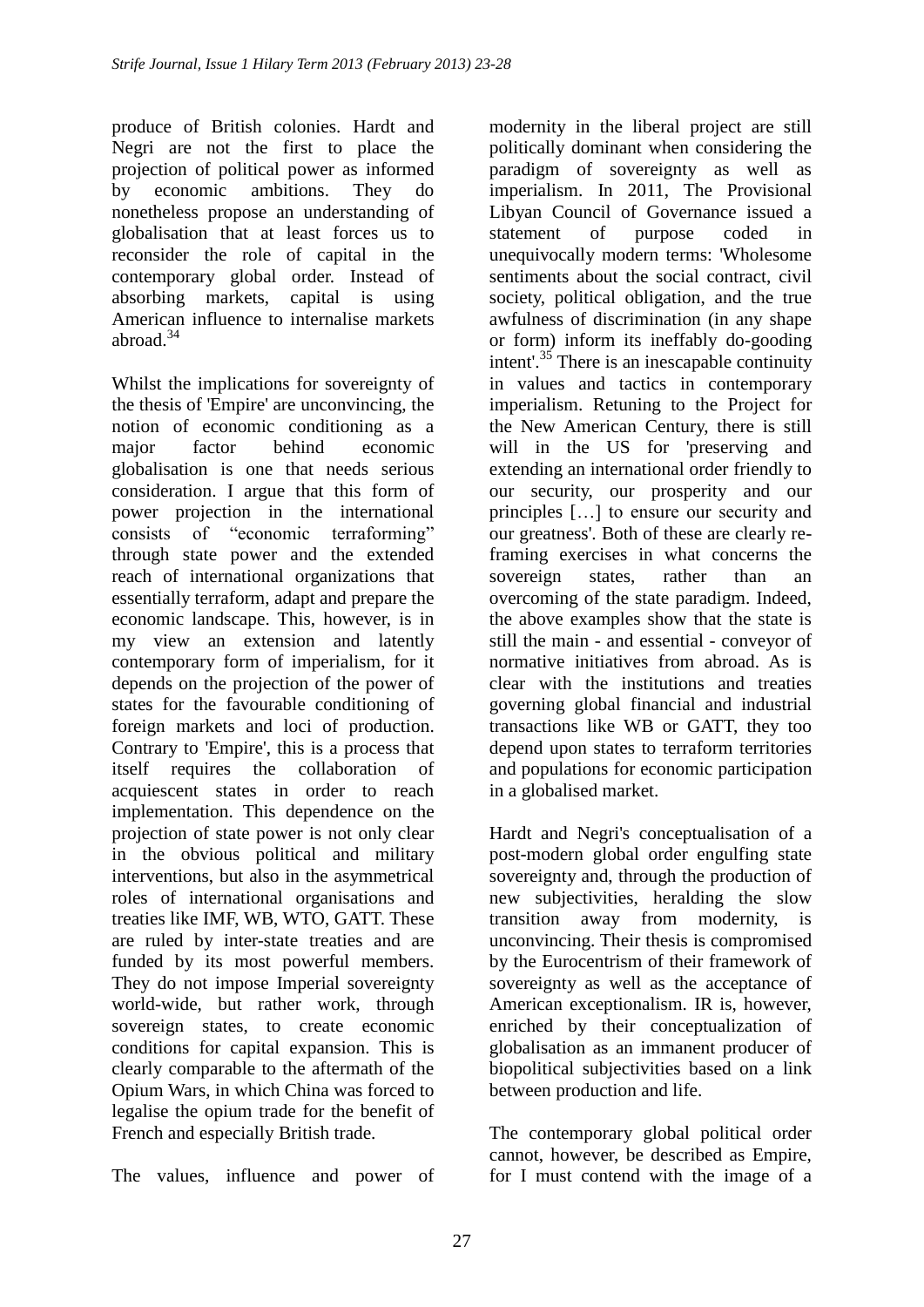produce of British colonies. Hardt and Negri are not the first to place the projection of political power as informed by economic ambitions. They do nonetheless propose an understanding of globalisation that at least forces us to reconsider the role of capital in the contemporary global order. Instead of absorbing markets, capital is using American influence to internalise markets abroad.[34]

Whilst the implications for sovereignty of the thesis of 'Empire' are unconvincing, the notion of economic conditioning as a major factor behind economic globalisation is one that needs serious consideration. I argue that this form of power projection in the international consists of "economic terraforming" through state power and the extended reach of international organizations that essentially terraform, adapt and prepare the economic landscape. This, however, is in my view an extension and latently contemporary form of imperialism, for it depends on the projection of the power of states for the favourable conditioning of foreign markets and loci of production. Contrary to 'Empire', this is a process that itself requires the collaboration of acquiescent states in order to reach implementation. This dependence on the projection of state power is not only clear in the obvious political and military interventions, but also in the asymmetrical roles of international organisations and treaties like IMF, WB, WTO, GATT. These are ruled by inter-state treaties and are funded by its most powerful members. They do not impose Imperial sovereignty world-wide, but rather work, through sovereign states, to create economic conditions for capital expansion. This is clearly comparable to the aftermath of the Opium Wars, in which China was forced to legalise the opium trade for the benefit of French and especially British trade.

The values, influence and power of modernity in the liberal project are still politically dominant when considering the paradigm of sovereignty as well as imperialism. In 2011, The Provisional Libyan Council of Governance issued a statement of purpose coded in unequivocally modern terms: 'Wholesome sentiments about the social contract, civil society, political obligation, and the true awfulness of discrimination (in any shape or form) inform its ineffably do-gooding intent'.[35] There is an inescapable continuity in values and tactics in contemporary imperialism. Retuning to the Project for the New American Century, there is still will in the US for 'preserving and extending an international order friendly to our security, our prosperity and our principles […] to ensure our security and our greatness'. Both of these are clearly re-framing exercises in what concerns the sovereign states, rather than an overcoming of the state paradigm. Indeed, the above examples show that the state is still the main - and essential - conveyor of normative initiatives from abroad. As is clear with the institutions and treaties governing global financial and industrial transactions like WB or GATT, they too depend upon states to terraform territories and populations for economic participation in a globalised market.

Hardt and Negri's conceptualisation of a post-modern global order engulfing state sovereignty and, through the production of new subjectivities, heralding the slow transition away from modernity, is unconvincing. Their thesis is compromised by the Eurocentrism of their framework of sovereignty as well as the acceptance of American exceptionalism. IR is, however, enriched by their conceptualization of globalisation as an immanent producer of biopolitical subjectivities based on a link between production and life.

The contemporary global political order cannot, however, be described as Empire, for I must contend with the image of a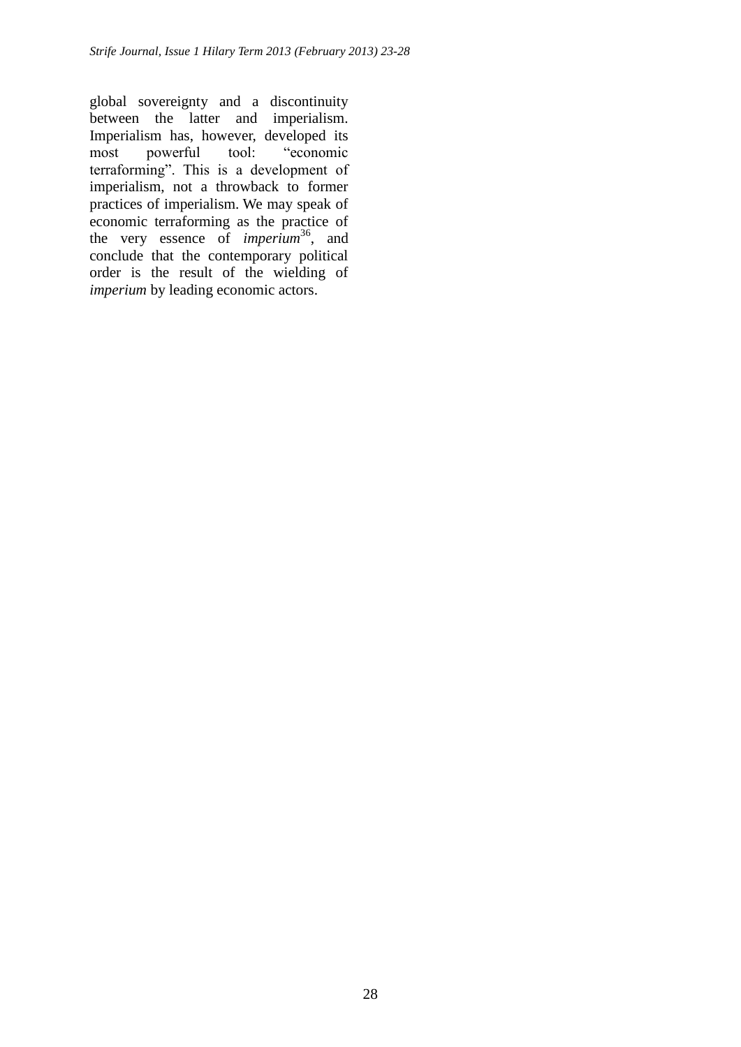global sovereignty and a discontinuity between the latter and imperialism. Imperialism has, however, developed its most powerful tool: “economic terraforming”. This is a development of imperialism, not a throwback to former practices of imperialism. We may speak of economic terraforming as the practice of the very essence of *imperium*[36], and conclude that the contemporary political order is the result of the wielding of *imperium* by leading economic actors.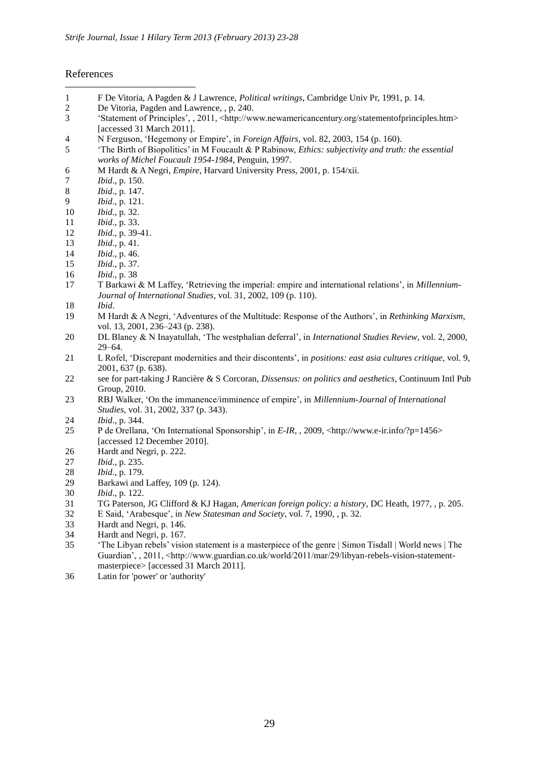## References

1. F De Vitoria, A Pagden & J Lawrence, *Political writings*, Cambridge Univ Pr, 1991, p. 14.
2. De Vitoria, Pagden and Lawrence, , p. 240.
3. 'Statement of Principles', , 2011, <http://www.newamericancentury.org/statementofprinciples.htm> [accessed 31 March 2011].
4. N Ferguson, 'Hegemony or Empire', in *Foreign Affairs*, vol. 82, 2003, 154 (p. 160).
5. 'The Birth of Biopolitics' in M Foucault & P Rabinow, *Ethics: subjectivity and truth: the essential works of Michel Foucault 1954-1984*, Penguin, 1997.
6. M Hardt & A Negri, *Empire*, Harvard University Press, 2001, p. 154/xii.
7. *Ibid*., p. 150.
8. *Ibid*., p. 147.
9. *Ibid*., p. 121.
10. *Ibid*., p. 32.
11. *Ibid*., p. 33.
12. *Ibid*., p. 39-41.
13. *Ibid*., p. 41.
14. *Ibid*., p. 46.
15. *Ibid*., p. 37.
16. *Ibid*., p. 38
17. T Barkawi & M Laffey, 'Retrieving the imperial: empire and international relations', in *Millennium-Journal of International Studies*, vol. 31, 2002, 109 (p. 110).
18. *Ibid*.
19. M Hardt & A Negri, 'Adventures of the Multitude: Response of the Authors', in *Rethinking Marxism*, vol. 13, 2001, 236–243 (p. 238).
20. DL Blaney & N Inayatullah, 'The westphalian deferral', in *International Studies Review*, vol. 2, 2000, 29–64.
21. L Rofel, 'Discrepant modernities and their discontents', in *positions: east asia cultures critique*, vol. 9, 2001, 637 (p. 638).
22. see for part-taking J Rancière & S Corcoran, *Dissensus: on politics and aesthetics*, Continuum Intl Pub Group, 2010.
23. RBJ Walker, 'On the immanence/imminence of empire', in *Millennium-Journal of International Studies*, vol. 31, 2002, 337 (p. 343).
24. *Ibid*., p. 344.
25. P de Orellana, 'On International Sponsorship', in *E-IR*, , 2009, <http://www.e-ir.info/?p=1456> [accessed 12 December 2010].
26. Hardt and Negri, p. 222.
27. *Ibid*., p. 235.
28. *Ibid*., p. 179.
29. Barkawi and Laffey, 109 (p. 124).
30. *Ibid*., p. 122.
31. TG Paterson, JG Clifford & KJ Hagan, *American foreign policy: a history*, DC Heath, 1977, , p. 205.
32. E Said, 'Arabesque', in *New Statesman and Society*, vol. 7, 1990, , p. 32.
33. Hardt and Negri, p. 146.
34. Hardt and Negri, p. 167.
35. 'The Libyan rebels' vision statement is a masterpiece of the genre | Simon Tisdall | World news | The Guardian', , 2011, <http://www.guardian.co.uk/world/2011/mar/29/libyan-rebels-vision-statement-masterpiece> [accessed 31 March 2011].
36. Latin for 'power' or 'authority'